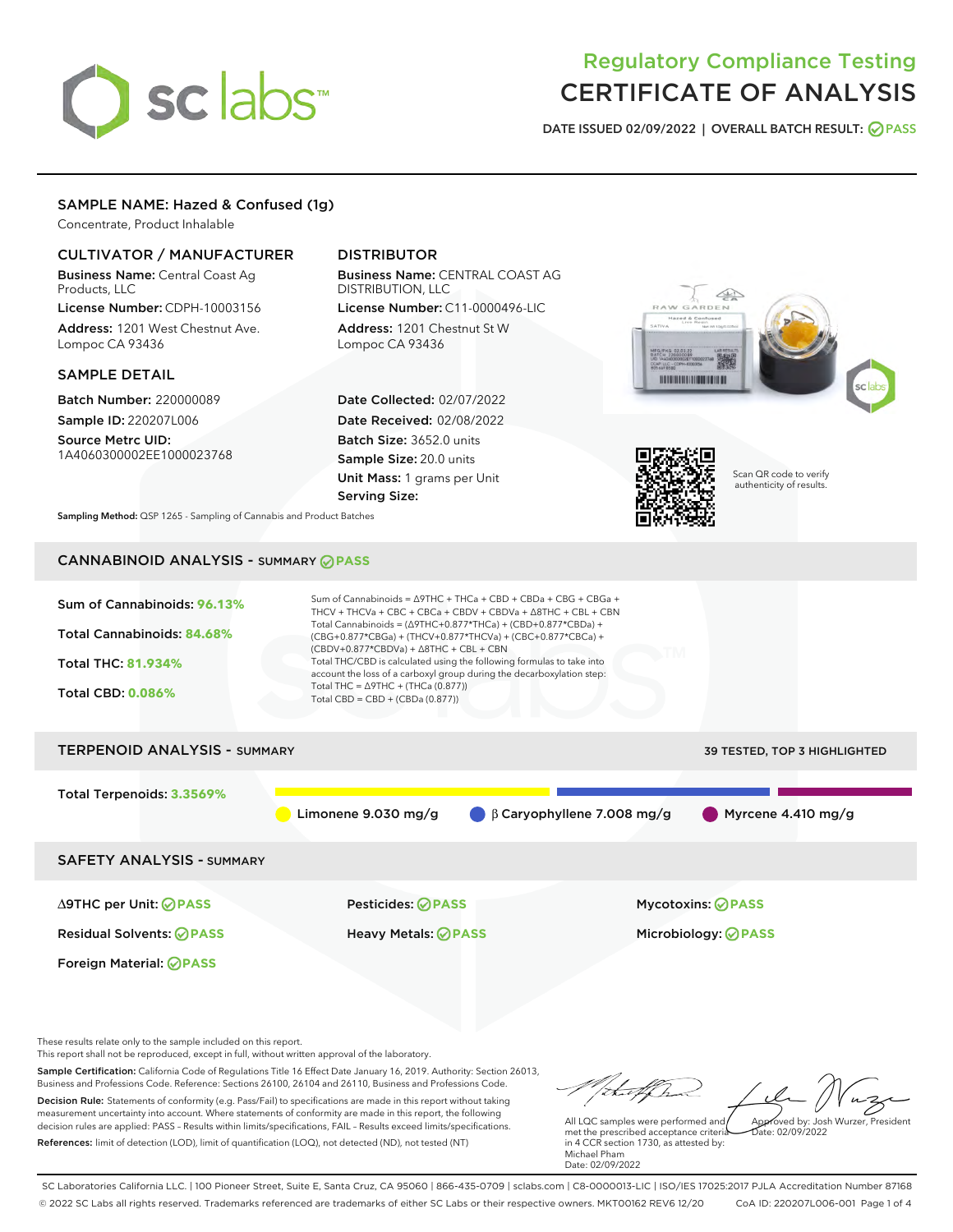# Regulatory Compliance Testing
# CERTIFICATE OF ANALYSIS

DATE ISSUED 02/09/2022 | OVERALL BATCH RESULT: PASS

## SAMPLE NAME: Hazed & Confused (1g)

Concentrate, Product Inhalable

### CULTIVATOR / MANUFACTURER

**Business Name:** Central Coast Ag Products, LLC

**License Number:** CDPH-10003156

**Address:** 1201 West Chestnut Ave. Lompoc CA 93436

### DISTRIBUTOR

**Business Name:** CENTRAL COAST AG DISTRIBUTION, LLC

**License Number:** C11-0000496-LIC

**Address:** 1201 Chestnut St W Lompoc CA 93436

### SAMPLE DETAIL

**Batch Number:** 220000089

**Sample ID:** 220207L006

**Source Metrc UID:** 1A4060300002EE1000023768

**Date Collected:** 02/07/2022

**Date Received:** 02/08/2022

**Batch Size:** 3652.0 units

**Sample Size:** 20.0 units

**Unit Mass:** 1 grams per Unit

**Serving Size:**

Scan QR code to verify authenticity of results.

**Sampling Method:** QSP 1265 - Sampling of Cannabis and Product Batches

## CANNABINOID ANALYSIS - SUMMARY PASS

Sum of Cannabinoids: **96.13%**

Total Cannabinoids: **84.68%**

Total THC: **81.934%**

Total CBD: **0.086%**

Sum of Cannabinoids = Δ9THC + THCa + CBD + CBDa + CBG + CBGa + THCV + THCVa + CBC + CBCa + CBDV + CBDVa + Δ8THC + CBL + CBN

Total Cannabinoids = (Δ9THC+0.877*THCa) + (CBD+0.877*CBDa) + (CBG+0.877*CBGa) + (THCV+0.877*THCVa) + (CBC+0.877*CBCa) + (CBDV+0.877*CBDVa) + Δ8THC + CBL + CBN

Total THC/CBD is calculated using the following formulas to take into account the loss of a carboxyl group during the decarboxylation step:

Total THC = Δ9THC + (THCa (0.877))

Total CBD = CBD + (CBDa (0.877))

## TERPENOID ANALYSIS - SUMMARY

39 TESTED, TOP 3 HIGHLIGHTED

Total Terpenoids: **3.3569%**

Limonene 9.030 mg/g | β Caryophyllene 7.008 mg/g | Myrcene 4.410 mg/g

## SAFETY ANALYSIS - SUMMARY

| | | |
|---|---|---|
| Δ9THC per Unit: PASS | Pesticides: PASS | Mycotoxins: PASS |
| Residual Solvents: PASS | Heavy Metals: PASS | Microbiology: PASS |
| Foreign Material: PASS | | |

These results relate only to the sample included on this report.
This report shall not be reproduced, except in full, without written approval of the laboratory.

**Sample Certification:** California Code of Regulations Title 16 Effect Date January 16, 2019. Authority: Section 26013, Business and Professions Code. Reference: Sections 26100, 26104 and 26110, Business and Professions Code.

**Decision Rule:** Statements of conformity (e.g. Pass/Fail) to specifications are made in this report without taking measurement uncertainty into account. Where statements of conformity are made in this report, the following decision rules are applied: PASS – Results within limits/specifications, FAIL – Results exceed limits/specifications.

**References:** limit of detection (LOD), limit of quantification (LOQ), not detected (ND), not tested (NT)

All LQC samples were performed and met the prescribed acceptance criteria in 4 CCR section 1730, as attested by: Michael Pham
Date: 02/09/2022

Approved by: Josh Wurzer, President
Date: 02/09/2022

SC Laboratories California LLC. | 100 Pioneer Street, Suite E, Santa Cruz, CA 95060 | 866-435-0709 | sclabs.com | C8-0000013-LIC | ISO/IES 17025:2017 PJLA Accreditation Number 87168
© 2022 SC Labs all rights reserved. Trademarks referenced are trademarks of either SC Labs or their respective owners. MKT00162 REV6 12/20 CoA ID: 220207L006-001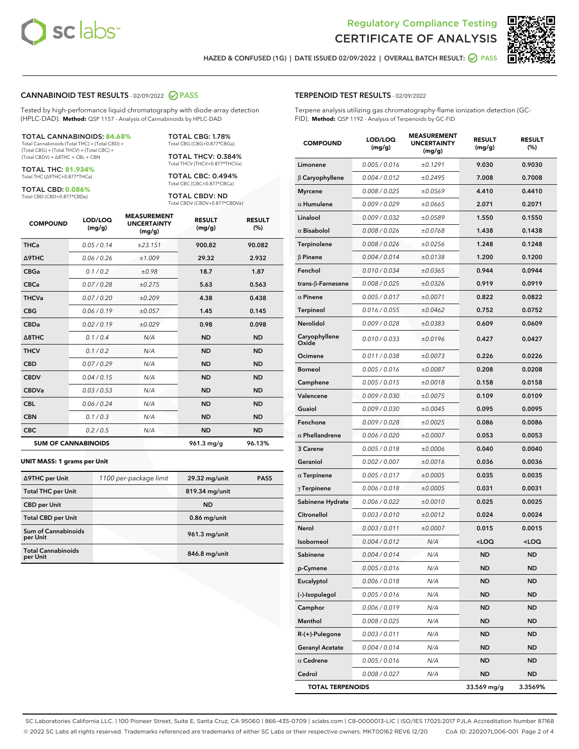# Regulatory Compliance Testing
# CERTIFICATE OF ANALYSIS

HAZED & CONFUSED (1G) | DATE ISSUED 02/09/2022 | OVERALL BATCH RESULT: PASS

## CANNABINOID TEST RESULTS - 02/09/2022 PASS

Tested by high-performance liquid chromatography with diode-array detection (HPLC-DAD). **Method:** QSP 1157 - Analysis of Cannabinoids by HPLC-DAD

**TOTAL CANNABINOIDS: 84.68%**
Total Cannabinoids (Total THC) + (Total CBD) + (Total CBG) + (Total THCV) + (Total CBC) + (Total CBDV) + Δ8THC + CBL + CBN

**TOTAL THC: 81.934%**
Total THC (Δ9THC+0.877*THCa)

**TOTAL CBD: 0.086%**
Total CBD (CBD+0.877*CBDa)

**TOTAL CBG: 1.78%**
Total CBG (CBG+0.877*CBGa)

**TOTAL THCV: 0.384%**
Total THCV (THCV+0.877*THCVa)

**TOTAL CBC: 0.494%**
Total CBC (CBC+0.877*CBCa)

**TOTAL CBDV: ND**
Total CBDV (CBDV+0.877*CBDVa)

| COMPOUND | LOD/LOQ (mg/g) | MEASUREMENT UNCERTAINTY (mg/g) | RESULT (mg/g) | RESULT (%) |
|---|---|---|---|---|
| THCa | 0.05 / 0.14 | ±23.151 | 900.82 | 90.082 |
| Δ9THC | 0.06 / 0.26 | ±1.009 | 29.32 | 2.932 |
| CBGa | 0.1 / 0.2 | ±0.98 | 18.7 | 1.87 |
| CBCa | 0.07 / 0.28 | ±0.275 | 5.63 | 0.563 |
| THCVa | 0.07 / 0.20 | ±0.209 | 4.38 | 0.438 |
| CBG | 0.06 / 0.19 | ±0.057 | 1.45 | 0.145 |
| CBDa | 0.02 / 0.19 | ±0.029 | 0.98 | 0.098 |
| Δ8THC | 0.1 / 0.4 | N/A | ND | ND |
| THCV | 0.1 / 0.2 | N/A | ND | ND |
| CBD | 0.07 / 0.29 | N/A | ND | ND |
| CBDV | 0.04 / 0.15 | N/A | ND | ND |
| CBDVa | 0.03 / 0.53 | N/A | ND | ND |
| CBL | 0.06 / 0.24 | N/A | ND | ND |
| CBN | 0.1 / 0.3 | N/A | ND | ND |
| CBC | 0.2 / 0.5 | N/A | ND | ND |
| **SUM OF CANNABINOIDS** | | | **961.3 mg/g** | **96.13%** |

**UNIT MASS: 1 grams per Unit**

| | | | |
|---|---|---|---|
| Δ9THC per Unit | 1100 per-package limit | 29.32 mg/unit | PASS |
| Total THC per Unit | | 819.34 mg/unit | |
| CBD per Unit | | ND | |
| Total CBD per Unit | | 0.86 mg/unit | |
| Sum of Cannabinoids per Unit | | 961.3 mg/unit | |
| Total Cannabinoids per Unit | | 846.8 mg/unit | |

## TERPENOID TEST RESULTS - 02/09/2022

Terpene analysis utilizing gas chromatography-flame ionization detection (GC-FID). **Method:** QSP 1192 - Analysis of Terpenoids by GC-FID

| COMPOUND | LOD/LOQ (mg/g) | MEASUREMENT UNCERTAINTY (mg/g) | RESULT (mg/g) | RESULT (%) |
|---|---|---|---|---|
| Limonene | 0.005 / 0.016 | ±0.1291 | 9.030 | 0.9030 |
| β Caryophyllene | 0.004 / 0.012 | ±0.2495 | 7.008 | 0.7008 |
| Myrcene | 0.008 / 0.025 | ±0.0569 | 4.410 | 0.4410 |
| α Humulene | 0.009 / 0.029 | ±0.0665 | 2.071 | 0.2071 |
| Linalool | 0.009 / 0.032 | ±0.0589 | 1.550 | 0.1550 |
| α Bisabolol | 0.008 / 0.026 | ±0.0768 | 1.438 | 0.1438 |
| Terpinolene | 0.008 / 0.026 | ±0.0256 | 1.248 | 0.1248 |
| β Pinene | 0.004 / 0.014 | ±0.0138 | 1.200 | 0.1200 |
| Fenchol | 0.010 / 0.034 | ±0.0365 | 0.944 | 0.0944 |
| trans-β-Farnesene | 0.008 / 0.025 | ±0.0326 | 0.919 | 0.0919 |
| α Pinene | 0.005 / 0.017 | ±0.0071 | 0.822 | 0.0822 |
| Terpineol | 0.016 / 0.055 | ±0.0462 | 0.752 | 0.0752 |
| Nerolidol | 0.009 / 0.028 | ±0.0383 | 0.609 | 0.0609 |
| Caryophyllene Oxide | 0.010 / 0.033 | ±0.0196 | 0.427 | 0.0427 |
| Ocimene | 0.011 / 0.038 | ±0.0073 | 0.226 | 0.0226 |
| Borneol | 0.005 / 0.016 | ±0.0087 | 0.208 | 0.0208 |
| Camphene | 0.005 / 0.015 | ±0.0018 | 0.158 | 0.0158 |
| Valencene | 0.009 / 0.030 | ±0.0075 | 0.109 | 0.0109 |
| Guaiol | 0.009 / 0.030 | ±0.0045 | 0.095 | 0.0095 |
| Fenchone | 0.009 / 0.028 | ±0.0025 | 0.086 | 0.0086 |
| α Phellandrene | 0.006 / 0.020 | ±0.0007 | 0.053 | 0.0053 |
| 3 Carene | 0.005 / 0.018 | ±0.0006 | 0.040 | 0.0040 |
| Geraniol | 0.002 / 0.007 | ±0.0016 | 0.036 | 0.0036 |
| α Terpinene | 0.005 / 0.017 | ±0.0005 | 0.035 | 0.0035 |
| γ Terpinene | 0.006 / 0.018 | ±0.0005 | 0.031 | 0.0031 |
| Sabinene Hydrate | 0.006 / 0.022 | ±0.0010 | 0.025 | 0.0025 |
| Citronellol | 0.003 / 0.010 | ±0.0012 | 0.024 | 0.0024 |
| Nerol | 0.003 / 0.011 | ±0.0007 | 0.015 | 0.0015 |
| Isoborneol | 0.004 / 0.012 | N/A | <LOQ | <LOQ |
| Sabinene | 0.004 / 0.014 | N/A | ND | ND |
| p-Cymene | 0.005 / 0.016 | N/A | ND | ND |
| Eucalyptol | 0.006 / 0.018 | N/A | ND | ND |
| (-)-Isopulegol | 0.005 / 0.016 | N/A | ND | ND |
| Camphor | 0.006 / 0.019 | N/A | ND | ND |
| Menthol | 0.008 / 0.025 | N/A | ND | ND |
| R-(+)-Pulegone | 0.003 / 0.011 | N/A | ND | ND |
| Geranyl Acetate | 0.004 / 0.014 | N/A | ND | ND |
| α Cedrene | 0.005 / 0.016 | N/A | ND | ND |
| Cedrol | 0.008 / 0.027 | N/A | ND | ND |
| **TOTAL TERPENOIDS** | | | **33.569 mg/g** | **3.3569%** |

SC Laboratories California LLC. | 100 Pioneer Street, Suite E, Santa Cruz, CA 95060 | 866-435-0709 | sclabs.com | C8-0000013-LIC | ISO/IES 17025:2017 PJLA Accreditation Number 87168
© 2022 SC Labs all rights reserved. Trademarks referenced are trademarks of either SC Labs or their respective owners. MKT00162 REV6 12/20 CoA ID: 220207L006-001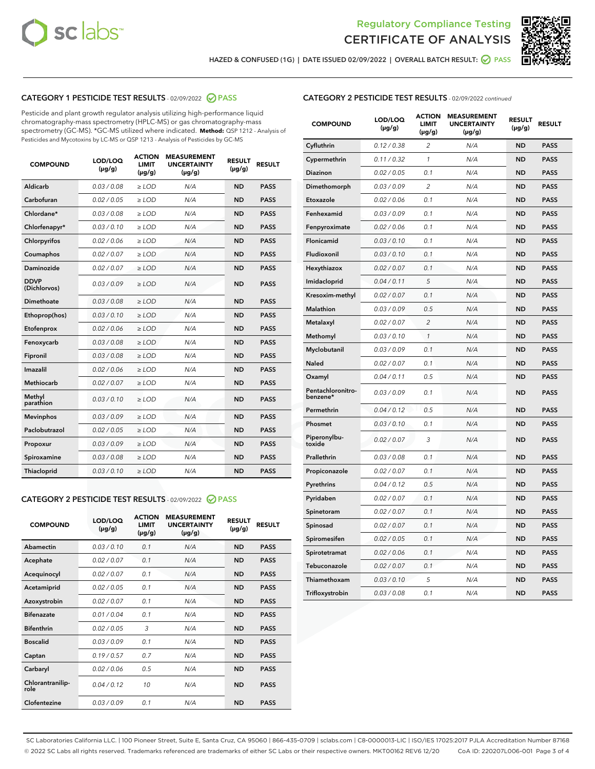Regulatory Compliance Testing

# CERTIFICATE OF ANALYSIS

HAZED & CONFUSED (1G) | DATE ISSUED 02/09/2022 | OVERALL BATCH RESULT: PASS

## CATEGORY 1 PESTICIDE TEST RESULTS - 02/09/2022 PASS

Pesticide and plant growth regulator analysis utilizing high-performance liquid chromatography-mass spectrometry (HPLC-MS) or gas chromatography-mass spectrometry (GC-MS). *GC-MS utilized where indicated. **Method:** QSP 1212 - Analysis of Pesticides and Mycotoxins by LC-MS or QSP 1213 - Analysis of Pesticides by GC-MS

| COMPOUND | LOD/LOQ (µg/g) | ACTION LIMIT (µg/g) | MEASUREMENT UNCERTAINTY (µg/g) | RESULT (µg/g) | RESULT |
|---|---|---|---|---|---|
| Aldicarb | 0.03 / 0.08 | ≥ LOD | N/A | ND | PASS |
| Carbofuran | 0.02 / 0.05 | ≥ LOD | N/A | ND | PASS |
| Chlordane* | 0.03 / 0.08 | ≥ LOD | N/A | ND | PASS |
| Chlorfenapyr* | 0.03 / 0.10 | ≥ LOD | N/A | ND | PASS |
| Chlorpyrifos | 0.02 / 0.06 | ≥ LOD | N/A | ND | PASS |
| Coumaphos | 0.02 / 0.07 | ≥ LOD | N/A | ND | PASS |
| Daminozide | 0.02 / 0.07 | ≥ LOD | N/A | ND | PASS |
| DDVP (Dichlorvos) | 0.03 / 0.09 | ≥ LOD | N/A | ND | PASS |
| Dimethoate | 0.03 / 0.08 | ≥ LOD | N/A | ND | PASS |
| Ethoprop(hos) | 0.03 / 0.10 | ≥ LOD | N/A | ND | PASS |
| Etofenprox | 0.02 / 0.06 | ≥ LOD | N/A | ND | PASS |
| Fenoxycarb | 0.03 / 0.08 | ≥ LOD | N/A | ND | PASS |
| Fipronil | 0.03 / 0.08 | ≥ LOD | N/A | ND | PASS |
| Imazalil | 0.02 / 0.06 | ≥ LOD | N/A | ND | PASS |
| Methiocarb | 0.02 / 0.07 | ≥ LOD | N/A | ND | PASS |
| Methyl parathion | 0.03 / 0.10 | ≥ LOD | N/A | ND | PASS |
| Mevinphos | 0.03 / 0.09 | ≥ LOD | N/A | ND | PASS |
| Paclobutrazol | 0.02 / 0.05 | ≥ LOD | N/A | ND | PASS |
| Propoxur | 0.03 / 0.09 | ≥ LOD | N/A | ND | PASS |
| Spiroxamine | 0.03 / 0.08 | ≥ LOD | N/A | ND | PASS |
| Thiacloprid | 0.03 / 0.10 | ≥ LOD | N/A | ND | PASS |

## CATEGORY 2 PESTICIDE TEST RESULTS - 02/09/2022 PASS

| COMPOUND | LOD/LOQ (µg/g) | ACTION LIMIT (µg/g) | MEASUREMENT UNCERTAINTY (µg/g) | RESULT (µg/g) | RESULT |
|---|---|---|---|---|---|
| Abamectin | 0.03 / 0.10 | 0.1 | N/A | ND | PASS |
| Acephate | 0.02 / 0.07 | 0.1 | N/A | ND | PASS |
| Acequinocyl | 0.02 / 0.07 | 0.1 | N/A | ND | PASS |
| Acetamiprid | 0.02 / 0.05 | 0.1 | N/A | ND | PASS |
| Azoxystrobin | 0.02 / 0.07 | 0.1 | N/A | ND | PASS |
| Bifenazate | 0.01 / 0.04 | 0.1 | N/A | ND | PASS |
| Bifenthrin | 0.02 / 0.05 | 3 | N/A | ND | PASS |
| Boscalid | 0.03 / 0.09 | 0.1 | N/A | ND | PASS |
| Captan | 0.19 / 0.57 | 0.7 | N/A | ND | PASS |
| Carbaryl | 0.02 / 0.06 | 0.5 | N/A | ND | PASS |
| Chlorantraniliprole | 0.04 / 0.12 | 10 | N/A | ND | PASS |
| Clofentezine | 0.03 / 0.09 | 0.1 | N/A | ND | PASS |
| Cyfluthrin | 0.12 / 0.38 | 2 | N/A | ND | PASS |
| Cypermethrin | 0.11 / 0.32 | 1 | N/A | ND | PASS |
| Diazinon | 0.02 / 0.05 | 0.1 | N/A | ND | PASS |
| Dimethomorph | 0.03 / 0.09 | 2 | N/A | ND | PASS |
| Etoxazole | 0.02 / 0.06 | 0.1 | N/A | ND | PASS |
| Fenhexamid | 0.03 / 0.09 | 0.1 | N/A | ND | PASS |
| Fenpyroximate | 0.02 / 0.06 | 0.1 | N/A | ND | PASS |
| Flonicamid | 0.03 / 0.10 | 0.1 | N/A | ND | PASS |
| Fludioxonil | 0.03 / 0.10 | 0.1 | N/A | ND | PASS |
| Hexythiazox | 0.02 / 0.07 | 0.1 | N/A | ND | PASS |
| Imidacloprid | 0.04 / 0.11 | 5 | N/A | ND | PASS |
| Kresoxim-methyl | 0.02 / 0.07 | 0.1 | N/A | ND | PASS |
| Malathion | 0.03 / 0.09 | 0.5 | N/A | ND | PASS |
| Metalaxyl | 0.02 / 0.07 | 2 | N/A | ND | PASS |
| Methomyl | 0.03 / 0.10 | 1 | N/A | ND | PASS |
| Myclobutanil | 0.03 / 0.09 | 0.1 | N/A | ND | PASS |
| Naled | 0.02 / 0.07 | 0.1 | N/A | ND | PASS |
| Oxamyl | 0.04 / 0.11 | 0.5 | N/A | ND | PASS |
| Pentachloronitrobenzene* | 0.03 / 0.09 | 0.1 | N/A | ND | PASS |
| Permethrin | 0.04 / 0.12 | 0.5 | N/A | ND | PASS |
| Phosmet | 0.03 / 0.10 | 0.1 | N/A | ND | PASS |
| Piperonylbutoxide | 0.02 / 0.07 | 3 | N/A | ND | PASS |
| Prallethrin | 0.03 / 0.08 | 0.1 | N/A | ND | PASS |
| Propiconazole | 0.02 / 0.07 | 0.1 | N/A | ND | PASS |
| Pyrethrins | 0.04 / 0.12 | 0.5 | N/A | ND | PASS |
| Pyridaben | 0.02 / 0.07 | 0.1 | N/A | ND | PASS |
| Spinetoram | 0.02 / 0.07 | 0.1 | N/A | ND | PASS |
| Spinosad | 0.02 / 0.07 | 0.1 | N/A | ND | PASS |
| Spiromesifen | 0.02 / 0.05 | 0.1 | N/A | ND | PASS |
| Spirotetramat | 0.02 / 0.06 | 0.1 | N/A | ND | PASS |
| Tebuconazole | 0.02 / 0.07 | 0.1 | N/A | ND | PASS |
| Thiamethoxam | 0.03 / 0.10 | 5 | N/A | ND | PASS |
| Trifloxystrobin | 0.03 / 0.08 | 0.1 | N/A | ND | PASS |

SC Laboratories California LLC. | 100 Pioneer Street, Suite E, Santa Cruz, CA 95060 | 866-435-0709 | sclabs.com | C8-0000013-LIC | ISO/IES 17025:2017 PJLA Accreditation Number 87168
© 2022 SC Labs all rights reserved. Trademarks referenced are trademarks of either SC Labs or their respective owners. MKT00162 REV6 12/20 CoA ID: 220207L006-001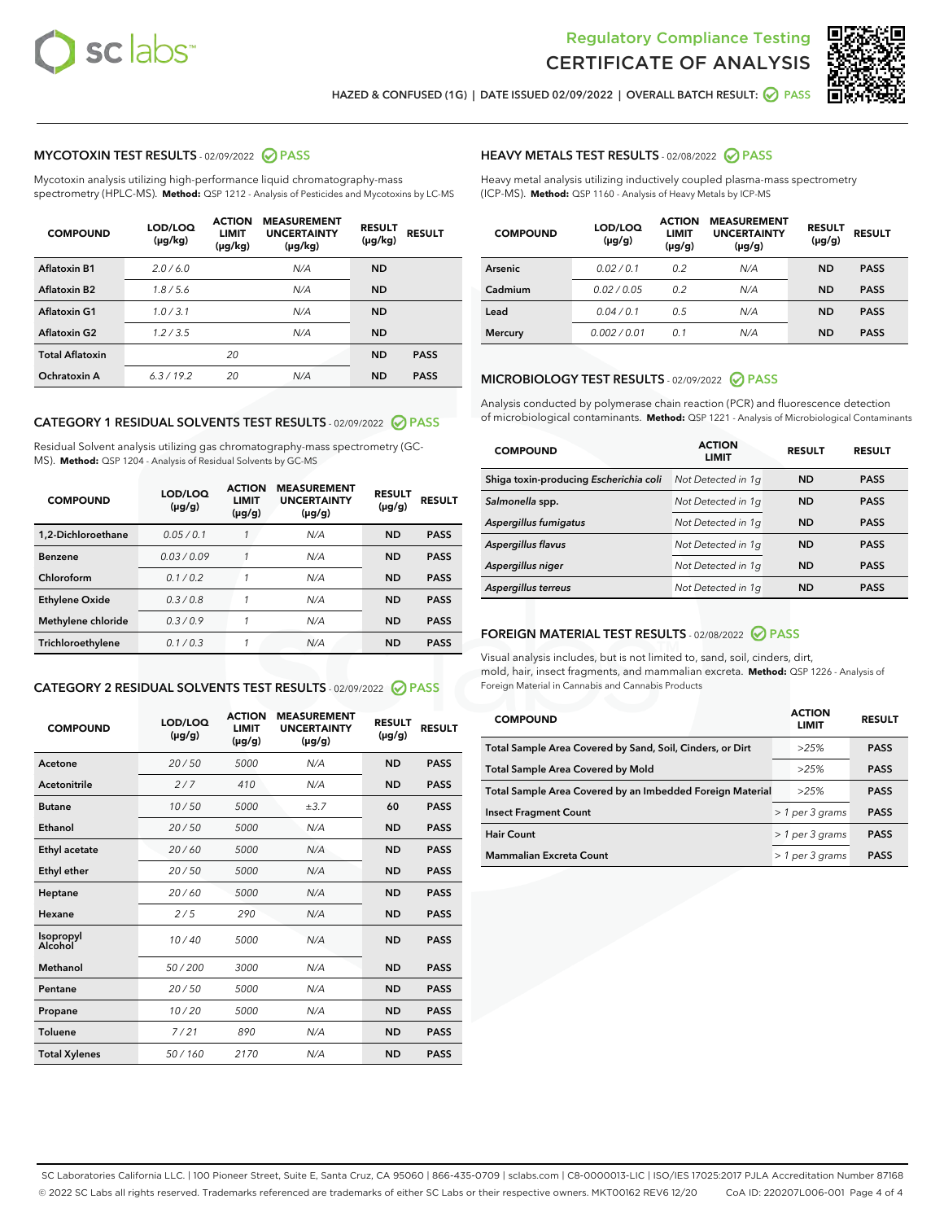Regulatory Compliance Testing

# CERTIFICATE OF ANALYSIS

HAZED & CONFUSED (1G) | DATE ISSUED 02/09/2022 | OVERALL BATCH RESULT: PASS

## MYCOTOXIN TEST RESULTS - 02/09/2022 PASS

Mycotoxin analysis utilizing high-performance liquid chromatography-mass spectrometry (HPLC-MS). **Method:** QSP 1212 - Analysis of Pesticides and Mycotoxins by LC-MS

| COMPOUND | LOD/LOQ (µg/kg) | ACTION LIMIT (µg/kg) | MEASUREMENT UNCERTAINTY (µg/kg) | RESULT (µg/kg) | RESULT |
|---|---|---|---|---|---|
| Aflatoxin B1 | 2.0 / 6.0 | | N/A | ND | |
| Aflatoxin B2 | 1.8 / 5.6 | | N/A | ND | |
| Aflatoxin G1 | 1.0 / 3.1 | | N/A | ND | |
| Aflatoxin G2 | 1.2 / 3.5 | | N/A | ND | |
| Total Aflatoxin | | 20 | | ND | PASS |
| Ochratoxin A | 6.3 / 19.2 | 20 | N/A | ND | PASS |

## CATEGORY 1 RESIDUAL SOLVENTS TEST RESULTS - 02/09/2022 PASS

Residual Solvent analysis utilizing gas chromatography-mass spectrometry (GC-MS). **Method:** QSP 1204 - Analysis of Residual Solvents by GC-MS

| COMPOUND | LOD/LOQ (µg/g) | ACTION LIMIT (µg/g) | MEASUREMENT UNCERTAINTY (µg/g) | RESULT (µg/g) | RESULT |
|---|---|---|---|---|---|
| 1,2-Dichloroethane | 0.05 / 0.1 | 1 | N/A | ND | PASS |
| Benzene | 0.03 / 0.09 | 1 | N/A | ND | PASS |
| Chloroform | 0.1 / 0.2 | 1 | N/A | ND | PASS |
| Ethylene Oxide | 0.3 / 0.8 | 1 | N/A | ND | PASS |
| Methylene chloride | 0.3 / 0.9 | 1 | N/A | ND | PASS |
| Trichloroethylene | 0.1 / 0.3 | 1 | N/A | ND | PASS |

## CATEGORY 2 RESIDUAL SOLVENTS TEST RESULTS - 02/09/2022 PASS

| COMPOUND | LOD/LOQ (µg/g) | ACTION LIMIT (µg/g) | MEASUREMENT UNCERTAINTY (µg/g) | RESULT (µg/g) | RESULT |
|---|---|---|---|---|---|
| Acetone | 20 / 50 | 5000 | N/A | ND | PASS |
| Acetonitrile | 2 / 7 | 410 | N/A | ND | PASS |
| Butane | 10 / 50 | 5000 | ±3.7 | 60 | PASS |
| Ethanol | 20 / 50 | 5000 | N/A | ND | PASS |
| Ethyl acetate | 20 / 60 | 5000 | N/A | ND | PASS |
| Ethyl ether | 20 / 50 | 5000 | N/A | ND | PASS |
| Heptane | 20 / 60 | 5000 | N/A | ND | PASS |
| Hexane | 2 / 5 | 290 | N/A | ND | PASS |
| Isopropyl Alcohol | 10 / 40 | 5000 | N/A | ND | PASS |
| Methanol | 50 / 200 | 3000 | N/A | ND | PASS |
| Pentane | 20 / 50 | 5000 | N/A | ND | PASS |
| Propane | 10 / 20 | 5000 | N/A | ND | PASS |
| Toluene | 7 / 21 | 890 | N/A | ND | PASS |
| Total Xylenes | 50 / 160 | 2170 | N/A | ND | PASS |

## HEAVY METALS TEST RESULTS - 02/08/2022 PASS

Heavy metal analysis utilizing inductively coupled plasma-mass spectrometry (ICP-MS). **Method:** QSP 1160 - Analysis of Heavy Metals by ICP-MS

| COMPOUND | LOD/LOQ (µg/g) | ACTION LIMIT (µg/g) | MEASUREMENT UNCERTAINTY (µg/g) | RESULT (µg/g) | RESULT |
|---|---|---|---|---|---|
| Arsenic | 0.02 / 0.1 | 0.2 | N/A | ND | PASS |
| Cadmium | 0.02 / 0.05 | 0.2 | N/A | ND | PASS |
| Lead | 0.04 / 0.1 | 0.5 | N/A | ND | PASS |
| Mercury | 0.002 / 0.01 | 0.1 | N/A | ND | PASS |

## MICROBIOLOGY TEST RESULTS - 02/09/2022 PASS

Analysis conducted by polymerase chain reaction (PCR) and fluorescence detection of microbiological contaminants. **Method:** QSP 1221 - Analysis of Microbiological Contaminants

| COMPOUND | ACTION LIMIT | RESULT | RESULT |
|---|---|---|---|
| Shiga toxin-producing *Escherichia coli* | Not Detected in 1g | ND | PASS |
| *Salmonella* spp. | Not Detected in 1g | ND | PASS |
| *Aspergillus fumigatus* | Not Detected in 1g | ND | PASS |
| *Aspergillus flavus* | Not Detected in 1g | ND | PASS |
| *Aspergillus niger* | Not Detected in 1g | ND | PASS |
| *Aspergillus terreus* | Not Detected in 1g | ND | PASS |

## FOREIGN MATERIAL TEST RESULTS - 02/08/2022 PASS

Visual analysis includes, but is not limited to, sand, soil, cinders, dirt, mold, hair, insect fragments, and mammalian excreta. **Method:** QSP 1226 - Analysis of Foreign Material in Cannabis and Cannabis Products

| COMPOUND | ACTION LIMIT | RESULT |
|---|---|---|
| Total Sample Area Covered by Sand, Soil, Cinders, or Dirt | >25% | PASS |
| Total Sample Area Covered by Mold | >25% | PASS |
| Total Sample Area Covered by an Imbedded Foreign Material | >25% | PASS |
| Insect Fragment Count | > 1 per 3 grams | PASS |
| Hair Count | > 1 per 3 grams | PASS |
| Mammalian Excreta Count | > 1 per 3 grams | PASS |

SC Laboratories California LLC. | 100 Pioneer Street, Suite E, Santa Cruz, CA 95060 | 866-435-0709 | sclabs.com | C8-0000013-LIC | ISO/IES 17025:2017 PJLA Accreditation Number 87168
© 2022 SC Labs all rights reserved. Trademarks referenced are trademarks of either SC Labs or their respective owners. MKT00162 REV6 12/20 CoA ID: 220207L006-001